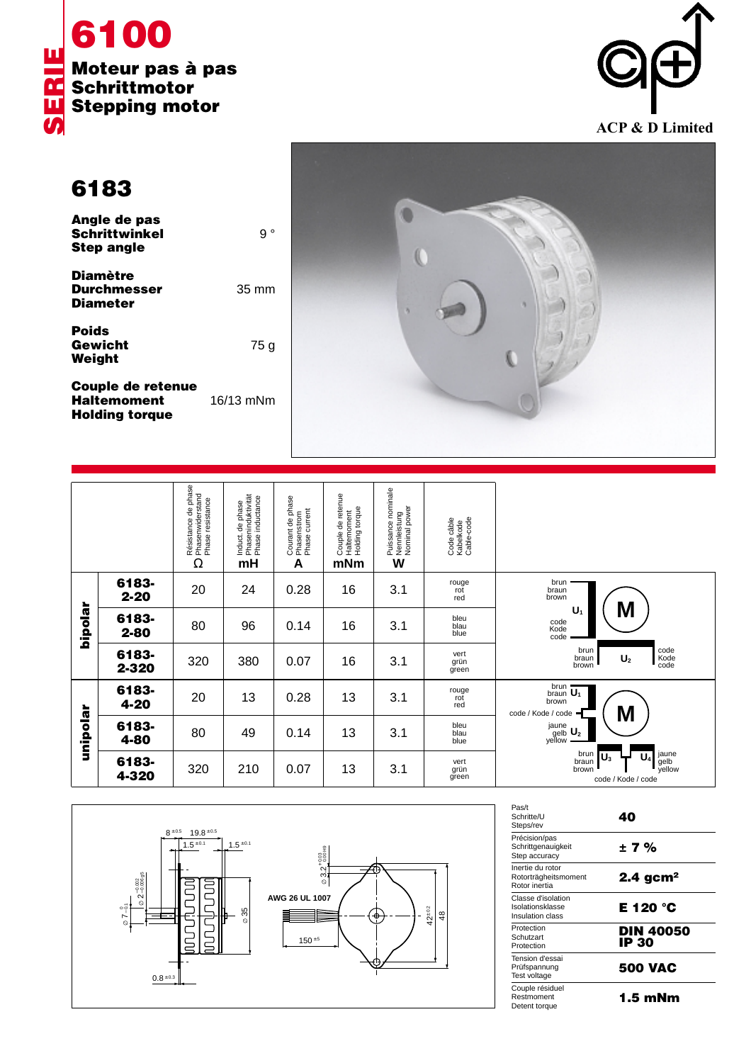# SERIE 6100

## Moteur pas à pas
## Schrittmotor
## Stepping motor

ACP & D Limited

## 6183

| | |
|---|---|
| **Angle de pas**<br>**Schrittwinkel**<br>**Step angle** | 9 ° |
| **Diamètre**<br>**Durchmesser**<br>**Diameter** | 35 mm |
| **Poids**<br>**Gewicht**<br>**Weight** | 75 g |
| **Couple de retenue**<br>**Haltemoment**<br>**Holding torque** | 16/13 mNm |

| | | Résistance de phase / Phasenwiderstand / Phase resistance Ω | Induct. de phase / Phaseninduktivität / Phase inductance mH | Courant de phase / Phasenstrom / Phase current A | Couple de retenue / Haltemoment / Holding torque mNm | Puissance nominale / Nennleistung / Nominal power W | Code câble / Kabelkode / Cable-code |
|---|---|---|---|---|---|---|---|
| bipolar | **6183-2-20** | 20 | 24 | 0.28 | 16 | 3.1 | rouge / rot / red |
| bipolar | **6183-2-80** | 80 | 96 | 0.14 | 16 | 3.1 | bleu / blau / blue |
| bipolar | **6183-2-320** | 320 | 380 | 0.07 | 16 | 3.1 | vert / grün / green |
| unipolar | **6183-4-20** | 20 | 13 | 0.28 | 13 | 3.1 | rouge / rot / red |
| unipolar | **6183-4-80** | 80 | 49 | 0.14 | 13 | 3.1 | bleu / blau / blue |
| unipolar | **6183-4-320** | 320 | 210 | 0.07 | 13 | 3.1 | vert / grün / green |

Bipolar wiring: $U_1$: brun / braun / brown – code / Kode / code; $U_2$: brun / braun / brown – code / Kode / code

Unipolar wiring: $U_1$: brun / braun / brown; code / Kode / code; $U_2$: jaune / gelb / yellow; $U_3$: brun / braun / brown; $U_4$: jaune / gelb / yellow; code / Kode / code

Dimensions: 8 ±0.5; 19.8 ±0.5; 1.5 ±0.1; 1.5 ±0.1; ∅ 7 −0.1; ∅ 2 −0.002/−0.006 g5; ∅ 35; 0.8 ±0.3; ∅ 3.2 +0.03 H9; AWG 26 UL 1007; 150 ±5; 42 ±0.2; 48

| | |
|---|---|
| Pas/t<br>Schritte/U<br>Steps/rev | **40** |
| Précision/pas<br>Schrittgenauigkeit<br>Step accuracy | **± 7 %** |
| Inertie du rotor<br>Rotorträgheitsmoment<br>Rotor inertia | **2.4 gcm²** |
| Classe d'isolation<br>Isolationsklasse<br>Insulation class | **E 120 °C** |
| Protection<br>Schutzart<br>Protection | **DIN 40050**<br>**IP 30** |
| Tension d'essai<br>Prüfspannung<br>Test voltage | **500 VAC** |
| Couple résiduel<br>Restmoment<br>Detent torque | **1.5 mNm** |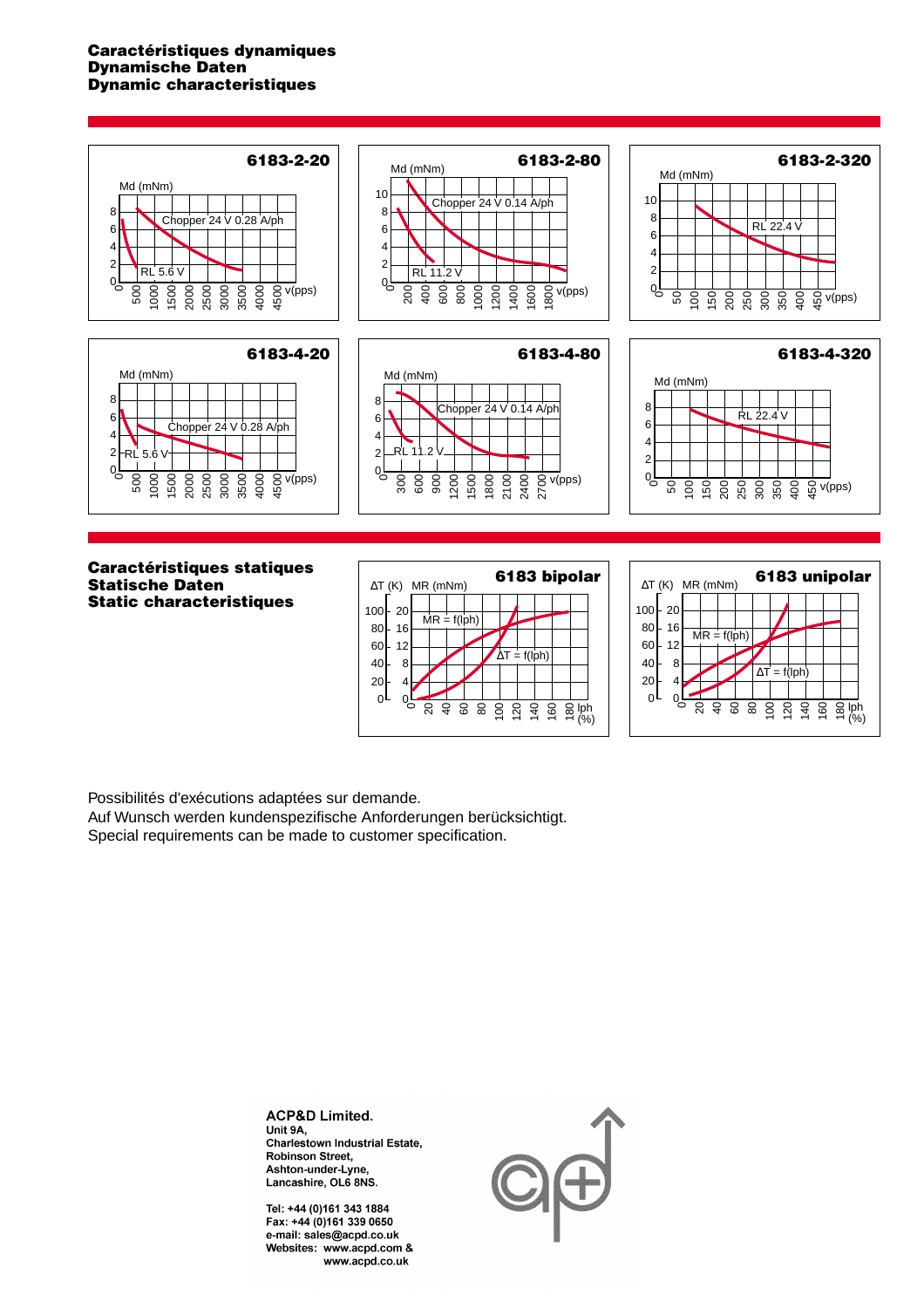**Caractéristiques dynamiques**
**Dynamische Daten**
**Dynamic characteristiques**

**6183-2-20**

Md (mNm)
8
6
4
2
0
Chopper 24 V 0.28 A/ph
RL 5.6 V
0 500 1000 1500 2000 2500 3000 3500 4000 4500 v(pps)

**6183-2-80**

Md (mNm)
10
8
6
4
2
0
Chopper 24 V 0.14 A/ph
RL 11.2 V
0 200 400 600 800 1000 1200 1400 1600 1800 v(pps)

**6183-2-320**

Md (mNm)
10
8
6
4
2
0
RL 22.4 V
0 50 100 150 200 250 300 350 400 450 v(pps)

**6183-4-20**

Md (mNm)
8
6
4
2
0
Chopper 24 V 0.28 A/ph
RL 5.6 V
0 500 1000 1500 2000 2500 3000 3500 4000 4500 v(pps)

**6183-4-80**

Md (mNm)
8
6
4
2
0
Chopper 24 V 0.14 A/ph
RL 11.2 V
0 300 600 900 1200 1500 1800 2100 2400 2700 v(pps)

**6183-4-320**

Md (mNm)
8
6
4
2
0
RL 22.4 V
0 50 100 150 200 250 300 350 400 450 v(pps)

**Caractéristiques statiques**
**Statische Daten**
**Static characteristiques**

**6183 bipolar**

ΔT (K) MR (mNm)
100 20
80 16
60 12
40 8
20 4
0 0
MR = f(Iph)
ΔT = f(Iph)
0 20 40 60 80 100 120 140 160 180 Iph (%)

**6183 unipolar**

ΔT (K) MR (mNm)
100 20
80 16
60 12
40 8
20 4
0 0
MR = f(Iph)
ΔT = f(Iph)
0 20 40 60 80 100 120 140 160 180 Iph (%)

Possibilités d'exécutions adaptées sur demande.
Auf Wunsch werden kundenspezifische Anforderungen berücksichtigt.
Special requirements can be made to customer specification.

**ACP&D Limited.**
Unit 9A,
Charlestown Industrial Estate,
Robinson Street,
Ashton-under-Lyne,
Lancashire, OL6 8NS.

Tel: +44 (0)161 343 1884
Fax: +44 (0)161 339 0650
e-mail: sales@acpd.co.uk
Websites: www.acpd.com &
www.acpd.co.uk